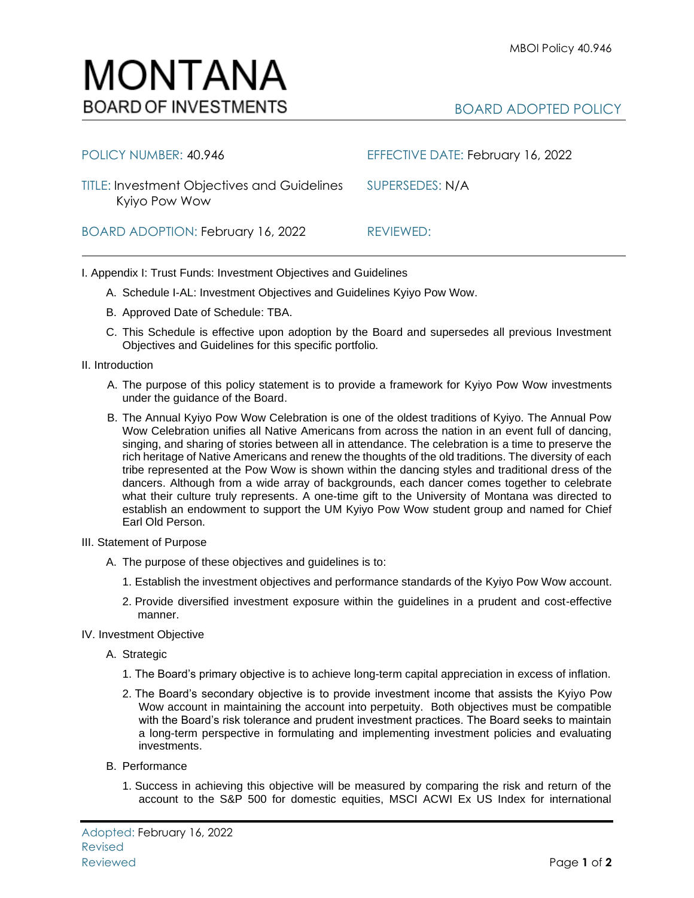# MONTANA
BOARD OF INVESTMENTS

BOARD ADOPTED POLICY

POLICY NUMBER: 40.946

EFFECTIVE DATE: February 16, 2022

TITLE: Investment Objectives and Guidelines Kyiyo Pow Wow

SUPERSEDES: N/A

BOARD ADOPTION: February 16, 2022

REVIEWED:

I. Appendix I: Trust Funds: Investment Objectives and Guidelines

A. Schedule I-AL: Investment Objectives and Guidelines Kyiyo Pow Wow.

B. Approved Date of Schedule: TBA.

C. This Schedule is effective upon adoption by the Board and supersedes all previous Investment Objectives and Guidelines for this specific portfolio.

II. Introduction

A. The purpose of this policy statement is to provide a framework for Kyiyo Pow Wow investments under the guidance of the Board.

B. The Annual Kyiyo Pow Wow Celebration is one of the oldest traditions of Kyiyo. The Annual Pow Wow Celebration unifies all Native Americans from across the nation in an event full of dancing, singing, and sharing of stories between all in attendance. The celebration is a time to preserve the rich heritage of Native Americans and renew the thoughts of the old traditions. The diversity of each tribe represented at the Pow Wow is shown within the dancing styles and traditional dress of the dancers. Although from a wide array of backgrounds, each dancer comes together to celebrate what their culture truly represents. A one-time gift to the University of Montana was directed to establish an endowment to support the UM Kyiyo Pow Wow student group and named for Chief Earl Old Person.

III. Statement of Purpose

A. The purpose of these objectives and guidelines is to:

1. Establish the investment objectives and performance standards of the Kyiyo Pow Wow account.

2. Provide diversified investment exposure within the guidelines in a prudent and cost-effective manner.

IV. Investment Objective

A. Strategic

1. The Board's primary objective is to achieve long-term capital appreciation in excess of inflation.

2. The Board's secondary objective is to provide investment income that assists the Kyiyo Pow Wow account in maintaining the account into perpetuity. Both objectives must be compatible with the Board's risk tolerance and prudent investment practices. The Board seeks to maintain a long-term perspective in formulating and implementing investment policies and evaluating investments.

B. Performance

1. Success in achieving this objective will be measured by comparing the risk and return of the account to the S&P 500 for domestic equities, MSCI ACWI Ex US Index for international

Adopted: February 16, 2022
Revised
Reviewed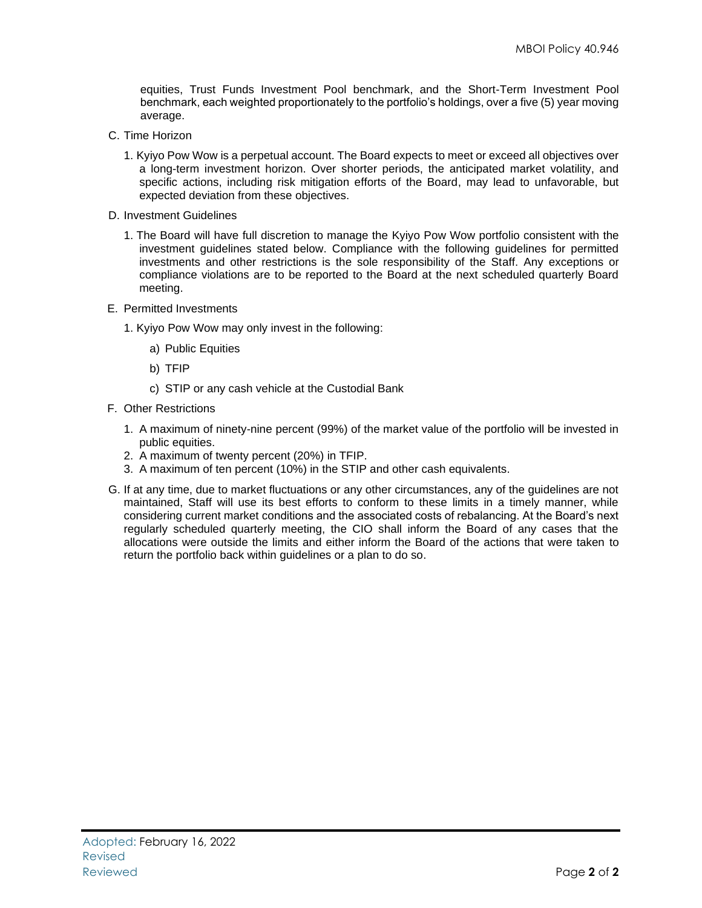equities, Trust Funds Investment Pool benchmark, and the Short-Term Investment Pool benchmark, each weighted proportionately to the portfolio's holdings, over a five (5) year moving average.

C. Time Horizon

1. Kyiyo Pow Wow is a perpetual account. The Board expects to meet or exceed all objectives over a long-term investment horizon. Over shorter periods, the anticipated market volatility, and specific actions, including risk mitigation efforts of the Board, may lead to unfavorable, but expected deviation from these objectives.

D. Investment Guidelines

1. The Board will have full discretion to manage the Kyiyo Pow Wow portfolio consistent with the investment guidelines stated below. Compliance with the following guidelines for permitted investments and other restrictions is the sole responsibility of the Staff. Any exceptions or compliance violations are to be reported to the Board at the next scheduled quarterly Board meeting.

E. Permitted Investments

1. Kyiyo Pow Wow may only invest in the following:

   a) Public Equities

   b) TFIP

   c) STIP or any cash vehicle at the Custodial Bank

F. Other Restrictions

1. A maximum of ninety-nine percent (99%) of the market value of the portfolio will be invested in public equities.
2. A maximum of twenty percent (20%) in TFIP.
3. A maximum of ten percent (10%) in the STIP and other cash equivalents.

G. If at any time, due to market fluctuations or any other circumstances, any of the guidelines are not maintained, Staff will use its best efforts to conform to these limits in a timely manner, while considering current market conditions and the associated costs of rebalancing. At the Board's next regularly scheduled quarterly meeting, the CIO shall inform the Board of any cases that the allocations were outside the limits and either inform the Board of the actions that were taken to return the portfolio back within guidelines or a plan to do so.

Adopted: February 16, 2022
Revised
Reviewed